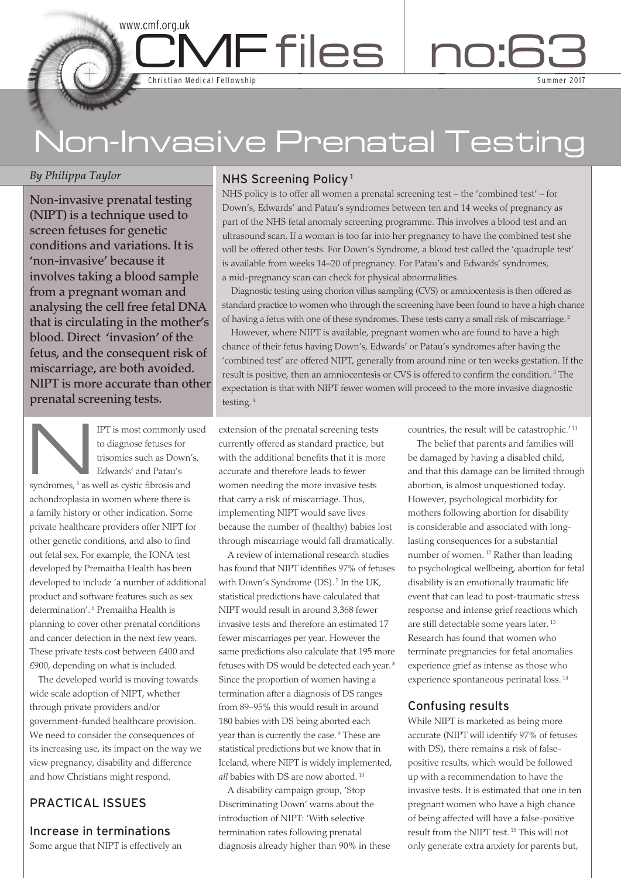www.cmf.org.uk

# CMF files no:63

Christian Medical Fellowship

Summer 2017

# Non-Invasive Prenatal Testing

*By Philippa Taylor*

**Non-invasive prenatal testing (NIPT) is a technique used to screen fetuses for genetic conditions and variations. It is 'non-invasive' because it involves taking a blood sample from a pregnant woman and analysing the cell free fetal DNA that is circulating in the mother's blood. Direct 'invasion' of the fetus, and the consequent risk of miscarriage, are both avoided. NIPT is more accurate than other prenatal screening tests.**

## NHS Screening Policy [1]

NHS policy is to offer all women a prenatal screening test – the 'combined test' – for Down's, Edwards' and Patau's syndromes between ten and 14 weeks of pregnancy as part of the NHS fetal anomaly screening programme. This involves a blood test and an ultrasound scan. If a woman is too far into her pregnancy to have the combined test she will be offered other tests. For Down's Syndrome, a blood test called the 'quadruple test' is available from weeks 14–20 of pregnancy. For Patau's and Edwards' syndromes, a mid-pregnancy scan can check for physical abnormalities.

Diagnostic testing using chorion villus sampling (CVS) or amniocentesis is then offered as standard practice to women who through the screening have been found to have a high chance of having a fetus with one of these syndromes. These tests carry a small risk of miscarriage. [2]

However, where NIPT is available, pregnant women who are found to have a high chance of their fetus having Down's, Edwards' or Patau's syndromes after having the 'combined test' are offered NIPT, generally from around nine or ten weeks gestation. If the result is positive, then an amniocentesis or CVS is offered to confirm the condition. [3] The expectation is that with NIPT fewer women will proceed to the more invasive diagnostic testing. [4]

NIPT is most commonly used to diagnose fetuses for trisomies such as Down's, Edwards' and Patau's syndromes, [5] as well as cystic fibrosis and achondroplasia in women where there is a family history or other indication. Some private healthcare providers offer NIPT for other genetic conditions, and also to find out fetal sex. For example, the IONA test developed by Premaitha Health has been developed to include 'a number of additional product and software features such as sex determination'. [6] Premaitha Health is planning to cover other prenatal conditions and cancer detection in the next few years. These private tests cost between £400 and £900, depending on what is included.

The developed world is moving towards wide scale adoption of NIPT, whether through private providers and/or government-funded healthcare provision. We need to consider the consequences of its increasing use, its impact on the way we view pregnancy, disability and difference and how Christians might respond.

## PRACTICAL ISSUES

### Increase in terminations

Some argue that NIPT is effectively an extension of the prenatal screening tests currently offered as standard practice, but with the additional benefits that it is more accurate and therefore leads to fewer women needing the more invasive tests that carry a risk of miscarriage. Thus, implementing NIPT would save lives because the number of (healthy) babies lost through miscarriage would fall dramatically.

A review of international research studies has found that NIPT identifies 97% of fetuses with Down's Syndrome (DS). [7] In the UK, statistical predictions have calculated that NIPT would result in around 3,368 fewer invasive tests and therefore an estimated 17 fewer miscarriages per year. However the same predictions also calculate that 195 more fetuses with DS would be detected each year. [8] Since the proportion of women having a termination after a diagnosis of DS ranges from 89–95% this would result in around 180 babies with DS being aborted each year than is currently the case. [9] These are statistical predictions but we know that in Iceland, where NIPT is widely implemented, *all* babies with DS are now aborted. [10]

A disability campaign group, 'Stop Discriminating Down' warns about the introduction of NIPT: 'With selective termination rates following prenatal diagnosis already higher than 90% in these countries, the result will be catastrophic.' [11]

The belief that parents and families will be damaged by having a disabled child, and that this damage can be limited through abortion, is almost unquestioned today. However, psychological morbidity for mothers following abortion for disability is considerable and associated with long-lasting consequences for a substantial number of women. [12] Rather than leading to psychological wellbeing, abortion for fetal disability is an emotionally traumatic life event that can lead to post-traumatic stress response and intense grief reactions which are still detectable some years later. [13] Research has found that women who terminate pregnancies for fetal anomalies experience grief as intense as those who experience spontaneous perinatal loss. [14]

### Confusing results

While NIPT is marketed as being more accurate (NIPT will identify 97% of fetuses with DS), there remains a risk of false-positive results, which would be followed up with a recommendation to have the invasive tests. It is estimated that one in ten pregnant women who have a high chance of being affected will have a false-positive result from the NIPT test. [15] This will not only generate extra anxiety for parents but,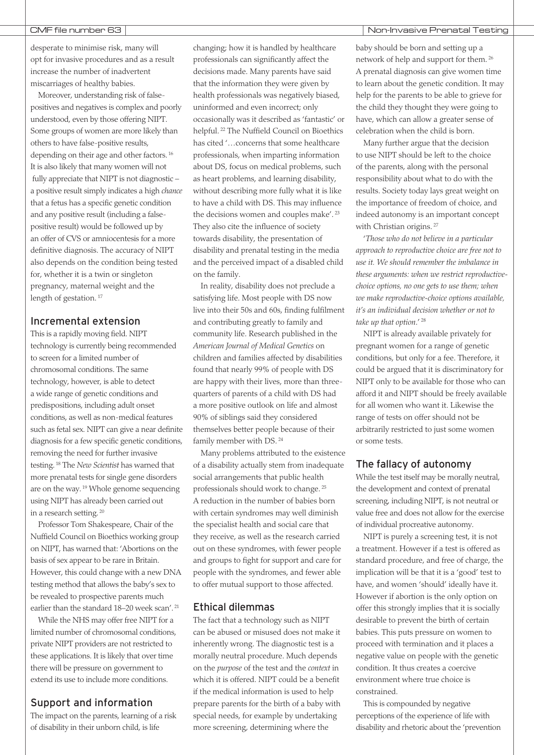desperate to minimise risk, many will opt for invasive procedures and as a result increase the number of inadvertent miscarriages of healthy babies.

Moreover, understanding risk of false-positives and negatives is complex and poorly understood, even by those offering NIPT. Some groups of women are more likely than others to have false-positive results, depending on their age and other factors.[16] It is also likely that many women will not fully appreciate that NIPT is not diagnostic – a positive result simply indicates a high *chance* that a fetus has a specific genetic condition and any positive result (including a false-positive result) would be followed up by an offer of CVS or amniocentesis for a more definitive diagnosis. The accuracy of NIPT also depends on the condition being tested for, whether it is a twin or singleton pregnancy, maternal weight and the length of gestation.[17]

## Incremental extension

This is a rapidly moving field. NIPT technology is currently being recommended to screen for a limited number of chromosomal conditions. The same technology, however, is able to detect a wide range of genetic conditions and predispositions, including adult onset conditions, as well as non-medical features such as fetal sex. NIPT can give a near definite diagnosis for a few specific genetic conditions, removing the need for further invasive testing.[18] The *New Scientist* has warned that more prenatal tests for single gene disorders are on the way.[19] Whole genome sequencing using NIPT has already been carried out in a research setting.[20]

Professor Tom Shakespeare, Chair of the Nuffield Council on Bioethics working group on NIPT, has warned that: 'Abortions on the basis of sex appear to be rare in Britain. However, this could change with a new DNA testing method that allows the baby's sex to be revealed to prospective parents much earlier than the standard 18–20 week scan'.[21]

While the NHS may offer free NIPT for a limited number of chromosomal conditions, private NIPT providers are not restricted to these applications. It is likely that over time there will be pressure on government to extend its use to include more conditions.

## Support and information

The impact on the parents, learning of a risk of disability in their unborn child, is life changing; how it is handled by healthcare professionals can significantly affect the decisions made. Many parents have said that the information they were given by health professionals was negatively biased, uninformed and even incorrect; only occasionally was it described as 'fantastic' or helpful.[22] The Nuffield Council on Bioethics has cited '…concerns that some healthcare professionals, when imparting information about DS, focus on medical problems, such as heart problems, and learning disability, without describing more fully what it is like to have a child with DS. This may influence the decisions women and couples make'.[23] They also cite the influence of society towards disability, the presentation of disability and prenatal testing in the media and the perceived impact of a disabled child on the family.

In reality, disability does not preclude a satisfying life. Most people with DS now live into their 50s and 60s, finding fulfilment and contributing greatly to family and community life. Research published in the *American Journal of Medical Genetics* on children and families affected by disabilities found that nearly 99% of people with DS are happy with their lives, more than three-quarters of parents of a child with DS had a more positive outlook on life and almost 90% of siblings said they considered themselves better people because of their family member with DS.[24]

Many problems attributed to the existence of a disability actually stem from inadequate social arrangements that public health professionals should work to change.[25] A reduction in the number of babies born with certain syndromes may well diminish the specialist health and social care that they receive, as well as the research carried out on these syndromes, with fewer people and groups to fight for support and care for people with the syndromes, and fewer able to offer mutual support to those affected.

## Ethical dilemmas

The fact that a technology such as NIPT can be abused or misused does not make it inherently wrong. The diagnostic test is a morally neutral procedure. Much depends on the *purpose* of the test and the *context* in which it is offered. NIPT could be a benefit if the medical information is used to help prepare parents for the birth of a baby with special needs, for example by undertaking more screening, determining where the baby should be born and setting up a network of help and support for them.[26] A prenatal diagnosis can give women time to learn about the genetic condition. It may help for the parents to be able to grieve for the child they thought they were going to have, which can allow a greater sense of celebration when the child is born.

Many further argue that the decision to use NIPT should be left to the choice of the parents, along with the personal responsibility about what to do with the results. Society today lays great weight on the importance of freedom of choice, and indeed autonomy is an important concept with Christian origins.[27]

'*Those who do not believe in a particular approach to reproductive choice are free not to use it. We should remember the imbalance in these arguments: when we restrict reproductive-choice options, no one gets to use them; when we make reproductive-choice options available, it's an individual decision whether or not to take up that option*.'[28]

NIPT is already available privately for pregnant women for a range of genetic conditions, but only for a fee. Therefore, it could be argued that it is discriminatory for NIPT only to be available for those who can afford it and NIPT should be freely available for all women who want it. Likewise the range of tests on offer should not be arbitrarily restricted to just some women or some tests.

## The fallacy of autonomy

While the test itself may be morally neutral, the development and context of prenatal screening, including NIPT, is not neutral or value free and does not allow for the exercise of individual procreative autonomy.

NIPT is purely a screening test, it is not a treatment. However if a test is offered as standard procedure, and free of charge, the implication will be that it is a 'good' test to have, and women 'should' ideally have it. However if abortion is the only option on offer this strongly implies that it is socially desirable to prevent the birth of certain babies. This puts pressure on women to proceed with termination and it places a negative value on people with the genetic condition. It thus creates a coercive environment where true choice is constrained.

This is compounded by negative perceptions of the experience of life with disability and rhetoric about the 'prevention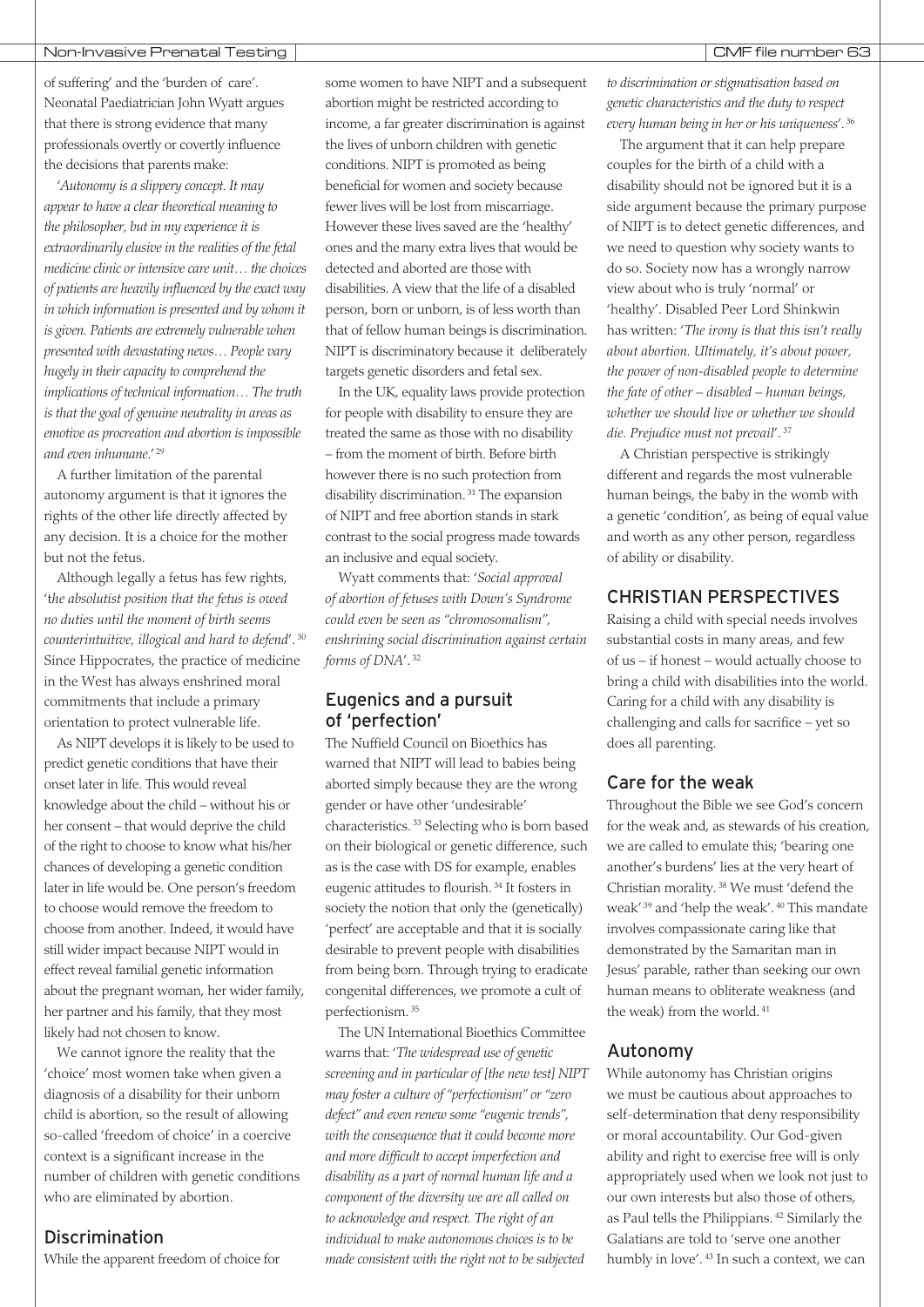of suffering' and the 'burden of care'. Neonatal Paediatrician John Wyatt argues that there is strong evidence that many professionals overtly or covertly influence the decisions that parents make:

'*Autonomy is a slippery concept. It may appear to have a clear theoretical meaning to the philosopher, but in my experience it is extraordinarily elusive in the realities of the fetal medicine clinic or intensive care unit… the choices of patients are heavily influenced by the exact way in which information is presented and by whom it is given. Patients are extremely vulnerable when presented with devastating news… People vary hugely in their capacity to comprehend the implications of technical information… The truth is that the goal of genuine neutrality in areas as emotive as procreation and abortion is impossible and even inhumane.*'[29]

A further limitation of the parental autonomy argument is that it ignores the rights of the other life directly affected by any decision. It is a choice for the mother but not the fetus.

Although legally a fetus has few rights, '*the absolutist position that the fetus is owed no duties until the moment of birth seems counterintuitive, illogical and hard to defend*'.[30] Since Hippocrates, the practice of medicine in the West has always enshrined moral commitments that include a primary orientation to protect vulnerable life.

As NIPT develops it is likely to be used to predict genetic conditions that have their onset later in life. This would reveal knowledge about the child – without his or her consent – that would deprive the child of the right to choose to know what his/her chances of developing a genetic condition later in life would be. One person's freedom to choose would remove the freedom to choose from another. Indeed, it would have still wider impact because NIPT would in effect reveal familial genetic information about the pregnant woman, her wider family, her partner and his family, that they most likely had not chosen to know.

We cannot ignore the reality that the 'choice' most women take when given a diagnosis of a disability for their unborn child is abortion, so the result of allowing so-called 'freedom of choice' in a coercive context is a significant increase in the number of children with genetic conditions who are eliminated by abortion.

## Discrimination

While the apparent freedom of choice for some women to have NIPT and a subsequent abortion might be restricted according to income, a far greater discrimination is against the lives of unborn children with genetic conditions. NIPT is promoted as being beneficial for women and society because fewer lives will be lost from miscarriage. However these lives saved are the 'healthy' ones and the many extra lives that would be detected and aborted are those with disabilities. A view that the life of a disabled person, born or unborn, is of less worth than that of fellow human beings is discrimination. NIPT is discriminatory because it deliberately targets genetic disorders and fetal sex.

In the UK, equality laws provide protection for people with disability to ensure they are treated the same as those with no disability – from the moment of birth. Before birth however there is no such protection from disability discrimination.[31] The expansion of NIPT and free abortion stands in stark contrast to the social progress made towards an inclusive and equal society.

Wyatt comments that: '*Social approval of abortion of fetuses with Down's Syndrome could even be seen as "chromosomalism", enshrining social discrimination against certain forms of DNA*'.[32]

## Eugenics and a pursuit of 'perfection'

The Nuffield Council on Bioethics has warned that NIPT will lead to babies being aborted simply because they are the wrong gender or have other 'undesirable' characteristics.[33] Selecting who is born based on their biological or genetic difference, such as is the case with DS for example, enables eugenic attitudes to flourish.[34] It fosters in society the notion that only the (genetically) 'perfect' are acceptable and that it is socially desirable to prevent people with disabilities from being born. Through trying to eradicate congenital differences, we promote a cult of perfectionism.[35]

The UN International Bioethics Committee warns that: '*The widespread use of genetic screening and in particular of [the new test] NIPT may foster a culture of "perfectionism" or "zero defect" and even renew some "eugenic trends", with the consequence that it could become more and more difficult to accept imperfection and disability as a part of normal human life and a component of the diversity we are all called on to acknowledge and respect. The right of an individual to make autonomous choices is to be made consistent with the right not to be subjected to discrimination or stigmatisation based on genetic characteristics and the duty to respect every human being in her or his uniqueness*'.[36]

The argument that it can help prepare couples for the birth of a child with a disability should not be ignored but it is a side argument because the primary purpose of NIPT is to detect genetic differences, and we need to question why society wants to do so. Society now has a wrongly narrow view about who is truly 'normal' or 'healthy'. Disabled Peer Lord Shinkwin has written: '*The irony is that this isn't really about abortion. Ultimately, it's about power, the power of non-disabled people to determine the fate of other – disabled – human beings, whether we should live or whether we should die. Prejudice must not prevail*'.[37]

A Christian perspective is strikingly different and regards the most vulnerable human beings, the baby in the womb with a genetic 'condition', as being of equal value and worth as any other person, regardless of ability or disability.

## CHRISTIAN PERSPECTIVES

Raising a child with special needs involves substantial costs in many areas, and few of us – if honest – would actually choose to bring a child with disabilities into the world. Caring for a child with any disability is challenging and calls for sacrifice – yet so does all parenting.

### Care for the weak

Throughout the Bible we see God's concern for the weak and, as stewards of his creation, we are called to emulate this; 'bearing one another's burdens' lies at the very heart of Christian morality.[38] We must 'defend the weak'[39] and 'help the weak'.[40] This mandate involves compassionate caring like that demonstrated by the Samaritan man in Jesus' parable, rather than seeking our own human means to obliterate weakness (and the weak) from the world.[41]

### Autonomy

While autonomy has Christian origins we must be cautious about approaches to self-determination that deny responsibility or moral accountability. Our God-given ability and right to exercise free will is only appropriately used when we look not just to our own interests but also those of others, as Paul tells the Philippians.[42] Similarly the Galatians are told to 'serve one another humbly in love'.[43] In such a context, we can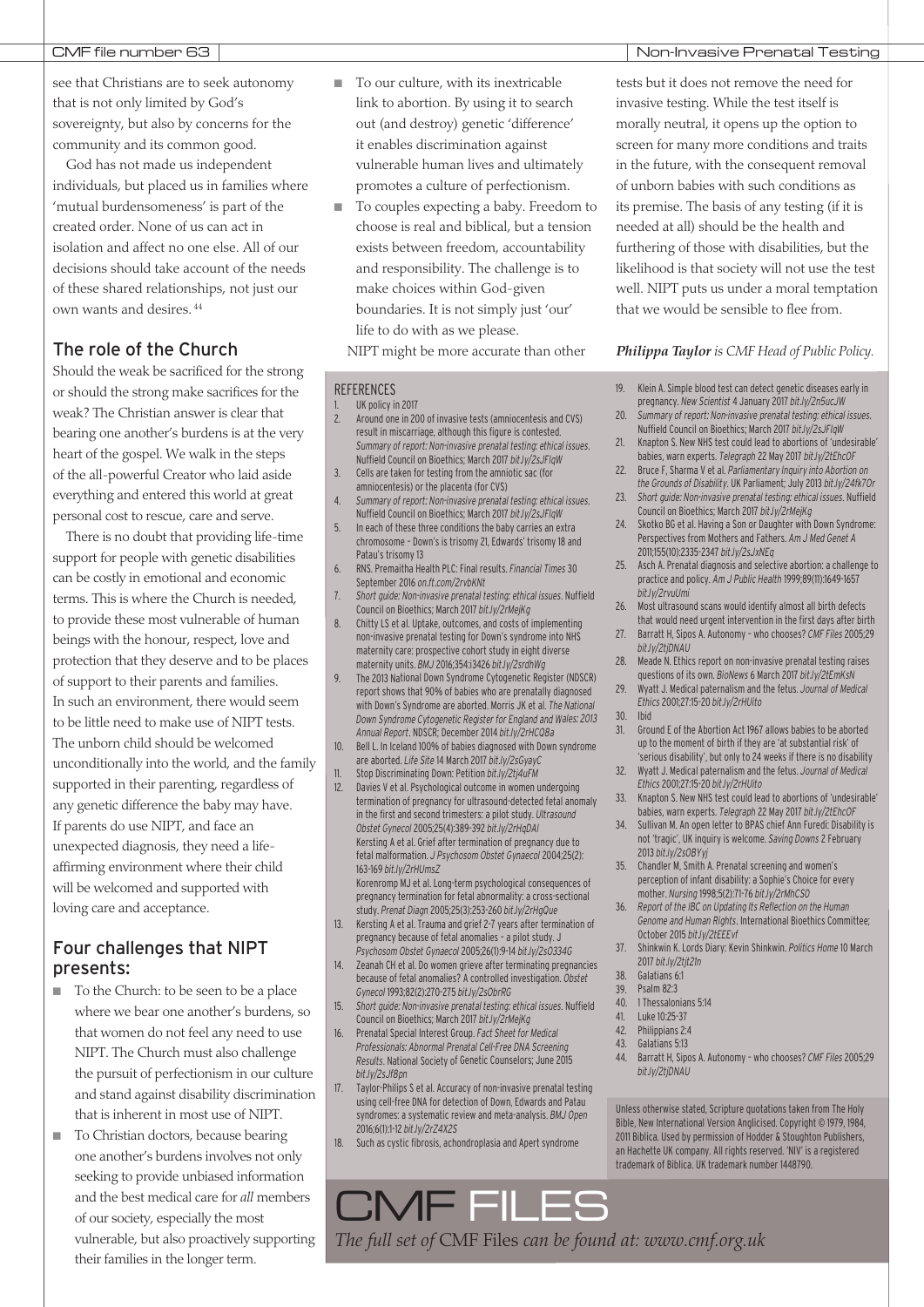see that Christians are to seek autonomy that is not only limited by God's sovereignty, but also by concerns for the community and its common good.

God has not made us independent individuals, but placed us in families where 'mutual burdensomeness' is part of the created order. None of us can act in isolation and affect no one else. All of our decisions should take account of the needs of these shared relationships, not just our own wants and desires.[44]

## The role of the Church

Should the weak be sacrificed for the strong or should the strong make sacrifices for the weak? The Christian answer is clear that bearing one another's burdens is at the very heart of the gospel. We walk in the steps of the all-powerful Creator who laid aside everything and entered this world at great personal cost to rescue, care and serve.

There is no doubt that providing life-time support for people with genetic disabilities can be costly in emotional and economic terms. This is where the Church is needed, to provide these most vulnerable of human beings with the honour, respect, love and protection that they deserve and to be places of support to their parents and families. In such an environment, there would seem to be little need to make use of NIPT tests. The unborn child should be welcomed unconditionally into the world, and the family supported in their parenting, regardless of any genetic difference the baby may have. If parents do use NIPT, and face an unexpected diagnosis, they need a life-affirming environment where their child will be welcomed and supported with loving care and acceptance.

## Four challenges that NIPT presents:

- To the Church: to be seen to be a place where we bear one another's burdens, so that women do not feel any need to use NIPT. The Church must also challenge the pursuit of perfectionism in our culture and stand against disability discrimination that is inherent in most use of NIPT.
- To Christian doctors, because bearing one another's burdens involves not only seeking to provide unbiased information and the best medical care for *all* members of our society, especially the most vulnerable, but also proactively supporting their families in the longer term.
- To our culture, with its inextricable link to abortion. By using it to search out (and destroy) genetic 'difference' it enables discrimination against vulnerable human lives and ultimately promotes a culture of perfectionism.
- To couples expecting a baby. Freedom to choose is real and biblical, but a tension exists between freedom, accountability and responsibility. The challenge is to make choices within God-given boundaries. It is not simply just 'our' life to do with as we please.

NIPT might be more accurate than other tests but it does not remove the need for invasive testing. While the test itself is morally neutral, it opens up the option to screen for many more conditions and traits in the future, with the consequent removal of unborn babies with such conditions as its premise. The basis of any testing (if it is needed at all) should be the health and furthering of those with disabilities, but the likelihood is that society will not use the test well. NIPT puts us under a moral temptation that we would be sensible to flee from.

***Philippa Taylor** is CMF Head of Public Policy.*

## REFERENCES

1. UK policy in 2017
2. Around one in 200 of invasive tests (amniocentesis and CVS) result in miscarriage, although this figure is contested. *Summary of report: Non-invasive prenatal testing: ethical issues*. Nuffield Council on Bioethics; March 2017 *bit.ly/2sJFlqW*
3. Cells are taken for testing from the amniotic sac (for amniocentesis) or the placenta (for CVS)
4. *Summary of report: Non-invasive prenatal testing: ethical issues*. Nuffield Council on Bioethics; March 2017 *bit.ly/2sJFlqW*
5. In each of these three conditions the baby carries an extra chromosome – Down's is trisomy 21, Edwards' trisomy 18 and Patau's trisomy 13
6. RNS. Premaitha Health PLC: Final results. *Financial Times* 30 September 2016 *on.ft.com/2rvbKNt*
7. *Short guide: Non-invasive prenatal testing: ethical issues*. Nuffield Council on Bioethics; March 2017 *bit.ly/2rMejKg*
8. Chitty LS et al. Uptake, outcomes, and costs of implementing non-invasive prenatal testing for Down's syndrome into NHS maternity care: prospective cohort study in eight diverse maternity units. *BMJ* 2016;354:i3426 *bit.ly/2srdhWg*
9. The 2013 National Down Syndrome Cytogenetic Register (NDSCR) report shows that 90% of babies who are prenatally diagnosed with Down's Syndrome are aborted. Morris JK et al. *The National Down Syndrome Cytogenetic Register for England and Wales: 2013 Annual Report*. NDSCR; December 2014 *bit.ly/2rHCQ8a*
10. Bell L. In Iceland 100% of babies diagnosed with Down syndrome are aborted. *Life Site* 14 March 2017 *bit.ly/2sGyayC*
11. Stop Discriminating Down: Petition *bit.ly/2tj4uFM*
12. Davies V et al. Psychological outcome in women undergoing termination of pregnancy for ultrasound-detected fetal anomaly in the first and second trimesters: a pilot study. *Ultrasound Obstet Gynecol* 2005;25(4):389-392 *bit.ly/2rHqDAl*
    Kersting A et al. Grief after termination of pregnancy due to fetal malformation. *J Psychosom Obstet Gynaecol* 2004;25(2): 163-169 *bit.ly/2rHUmsZ*
    Korenromp MJ et al. Long-term psychological consequences of pregnancy termination for fetal abnormality: a cross-sectional study. *Prenat Diagn* 2005;25(3):253-260 *bit.ly/2rHgQue*
13. Kersting A et al. Trauma and grief 2-7 years after termination of pregnancy because of fetal anomalies – a pilot study. *J Psychosom Obstet Gynaecol* 2005;26(1):9-14 *bit.ly/2sO334G*
14. Zeanah CH et al. Do women grieve after terminating pregnancies because of fetal anomalies? A controlled investigation. *Obstet Gynecol* 1993;82(2):270-275 *bit.ly/2sObrRG*
15. *Short guide: Non-invasive prenatal testing: ethical issues*. Nuffield Council on Bioethics; March 2017 *bit.ly/2rMejKg*
16. Prenatal Special Interest Group. *Fact Sheet for Medical Professionals: Abnormal Prenatal Cell-Free DNA Screening Results*. National Society of Genetic Counselors; June 2015 *bit.ly/2sJf8pn*
17. Taylor-Philips S et al. Accuracy of non-invasive prenatal testing using cell-free DNA for detection of Down, Edwards and Patau syndromes: a systematic review and meta-analysis. *BMJ Open* 2016;6(1):1-12 *bit.ly/2rZ4X2S*
18. Such as cystic fibrosis, achondroplasia and Apert syndrome
19. Klein A. Simple blood test can detect genetic diseases early in pregnancy. *New Scientist* 4 January 2017 *bit.ly/2n5ucJW*
20. *Summary of report: Non-invasive prenatal testing: ethical issues*. Nuffield Council on Bioethics; March 2017 *bit.ly/2sJFlqW*
21. Knapton S. New NHS test could lead to abortions of 'undesirable' babies, warn experts. *Telegraph* 22 May 2017 *bit.ly/2tEhcOF*
22. Bruce F, Sharma V et al. *Parliamentary Inquiry into Abortion on the Grounds of Disability*. UK Parliament; July 2013 *bit.ly/24fk7Or*
23. *Short guide: Non-invasive prenatal testing: ethical issues*. Nuffield Council on Bioethics; March 2017 *bit.ly/2rMejKg*
24. Skotko BG et al. Having a Son or Daughter with Down Syndrome: Perspectives from Mothers and Fathers. *Am J Med Genet A* 2011;155(10):2335-2347 *bit.ly/2sJxNEq*
25. Asch A. Prenatal diagnosis and selective abortion: a challenge to practice and policy. *Am J Public Health* 1999;89(11):1649-1657 *bit.ly/2rvuUmi*
26. Most ultrasound scans would identify almost all birth defects that would need urgent intervention in the first days after birth
27. Barratt H, Sipos A. Autonomy – who chooses? *CMF Files* 2005;29 *bit.ly/2tjDNAU*
28. Meade N. Ethics report on non-invasive prenatal testing raises questions of its own. *BioNews* 6 March 2017 *bit.ly/2tEmKsN*
29. Wyatt J. Medical paternalism and the fetus. *Journal of Medical Ethics* 2001;27:15-20 *bit.ly/2rHUito*
30. Ibid
31. Ground E of the Abortion Act 1967 allows babies to be aborted up to the moment of birth if they are 'at substantial risk' of 'serious disability', but only to 24 weeks if there is no disability
32. Wyatt J. Medical paternalism and the fetus. *Journal of Medical Ethics* 2001;27:15-20 *bit.ly/2rHUito*
33. Knapton S. New NHS test could lead to abortions of 'undesirable' babies, warn experts. *Telegraph* 22 May 2017 *bit.ly/2tEhcOF*
34. Sullivan M. An open letter to BPAS chief Ann Furedi: Disability is not 'tragic', UK inquiry is welcome. *Saving Downs* 2 February 2013 *bit.ly/2sOBYyj*
35. Chandler M, Smith A. Prenatal screening and women's perception of infant disability: a Sophie's Choice for every mother. *Nursing* 1998;5(2):71-76 *bit.ly/2rMhCSO*
36. *Report of the IBC on Updating Its Reflection on the Human Genome and Human Rights*. International Bioethics Committee; October 2015 *bit.ly/2tEEEvf*
37. Shinkwin K. Lords Diary: Kevin Shinkwin. *Politics Home* 10 March 2017 *bit.ly/2tjt2In*
38. Galatians 6:1
39. Psalm 82:3
40. 1 Thessalonians 5:14
41. Luke 10:25-37
42. Philippians 2:4
43. Galatians 5:13
44. Barratt H, Sipos A. Autonomy – who chooses? *CMF Files* 2005;29 *bit.ly/2tjDNAU*

Unless otherwise stated, Scripture quotations taken from The Holy Bible, New International Version Anglicised. Copyright © 1979, 1984, 2011 Biblica. Used by permission of Hodder & Stoughton Publishers, an Hachette UK company. All rights reserved. 'NIV' is a registered trademark of Biblica. UK trademark number 1448790.

# CMF FILES

*The full set of* CMF Files *can be found at: www.cmf.org.uk*